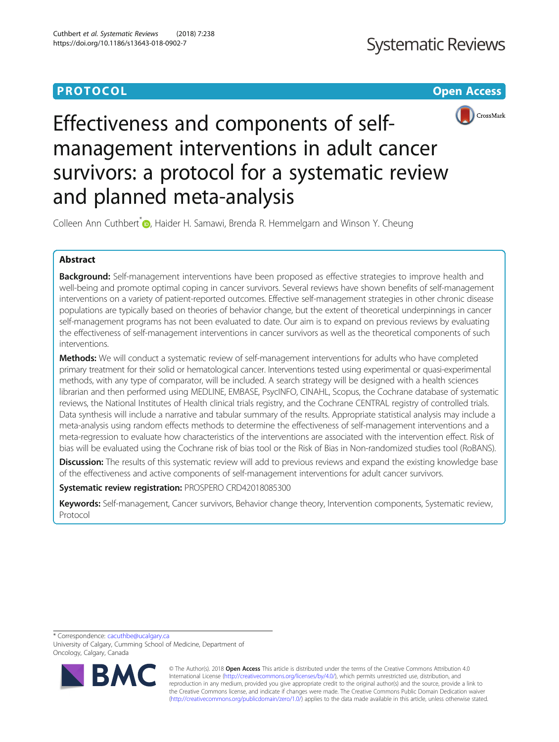**PROTOCOL** **Open Access**

# Effectiveness and components of self-management interventions in adult cancer survivors: a protocol for a systematic review and planned meta-analysis

Colleen Ann Cuthbert*, Haider H. Samawi, Brenda R. Hemmelgarn and Winson Y. Cheung

## Abstract

**Background:** Self-management interventions have been proposed as effective strategies to improve health and well-being and promote optimal coping in cancer survivors. Several reviews have shown benefits of self-management interventions on a variety of patient-reported outcomes. Effective self-management strategies in other chronic disease populations are typically based on theories of behavior change, but the extent of theoretical underpinnings in cancer self-management programs has not been evaluated to date. Our aim is to expand on previous reviews by evaluating the effectiveness of self-management interventions in cancer survivors as well as the theoretical components of such interventions.

**Methods:** We will conduct a systematic review of self-management interventions for adults who have completed primary treatment for their solid or hematological cancer. Interventions tested using experimental or quasi-experimental methods, with any type of comparator, will be included. A search strategy will be designed with a health sciences librarian and then performed using MEDLINE, EMBASE, PsycINFO, CINAHL, Scopus, the Cochrane database of systematic reviews, the National Institutes of Health clinical trials registry, and the Cochrane CENTRAL registry of controlled trials. Data synthesis will include a narrative and tabular summary of the results. Appropriate statistical analysis may include a meta-analysis using random effects methods to determine the effectiveness of self-management interventions and a meta-regression to evaluate how characteristics of the interventions are associated with the intervention effect. Risk of bias will be evaluated using the Cochrane risk of bias tool or the Risk of Bias in Non-randomized studies tool (RoBANS).

**Discussion:** The results of this systematic review will add to previous reviews and expand the existing knowledge base of the effectiveness and active components of self-management interventions for adult cancer survivors.

**Systematic review registration:** PROSPERO CRD42018085300

**Keywords:** Self-management, Cancer survivors, Behavior change theory, Intervention components, Systematic review, Protocol

---

\* Correspondence: cacuthbe@ucalgary.ca
University of Calgary, Cumming School of Medicine, Department of Oncology, Calgary, Canada

© The Author(s). 2018 **Open Access** This article is distributed under the terms of the Creative Commons Attribution 4.0 International License (http://creativecommons.org/licenses/by/4.0/), which permits unrestricted use, distribution, and reproduction in any medium, provided you give appropriate credit to the original author(s) and the source, provide a link to the Creative Commons license, and indicate if changes were made. The Creative Commons Public Domain Dedication waiver (http://creativecommons.org/publicdomain/zero/1.0/) applies to the data made available in this article, unless otherwise stated.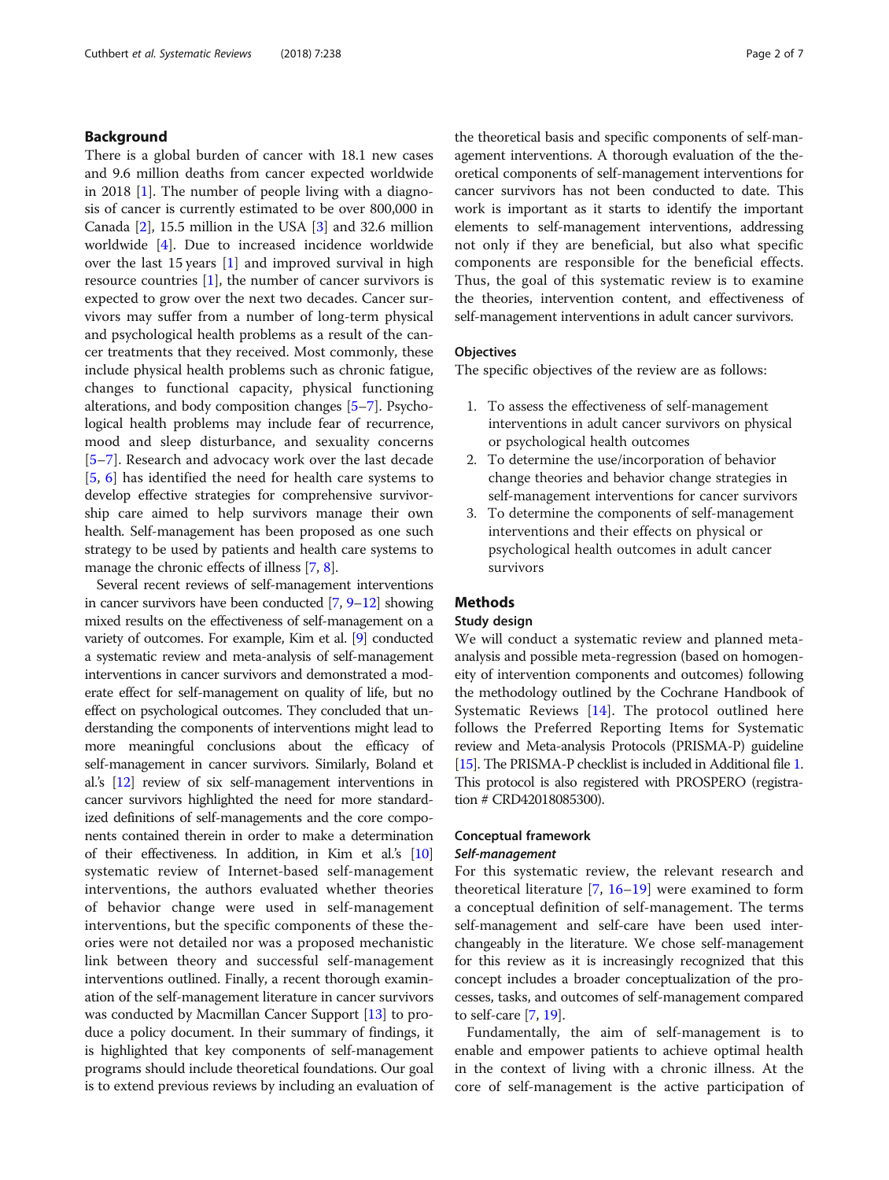## Background

There is a global burden of cancer with 18.1 new cases and 9.6 million deaths from cancer expected worldwide in 2018 [1]. The number of people living with a diagnosis of cancer is currently estimated to be over 800,000 in Canada [2], 15.5 million in the USA [3] and 32.6 million worldwide [4]. Due to increased incidence worldwide over the last 15 years [1] and improved survival in high resource countries [1], the number of cancer survivors is expected to grow over the next two decades. Cancer survivors may suffer from a number of long-term physical and psychological health problems as a result of the cancer treatments that they received. Most commonly, these include physical health problems such as chronic fatigue, changes to functional capacity, physical functioning alterations, and body composition changes [5–7]. Psychological health problems may include fear of recurrence, mood and sleep disturbance, and sexuality concerns [5–7]. Research and advocacy work over the last decade [5, 6] has identified the need for health care systems to develop effective strategies for comprehensive survivorship care aimed to help survivors manage their own health. Self-management has been proposed as one such strategy to be used by patients and health care systems to manage the chronic effects of illness [7, 8].

Several recent reviews of self-management interventions in cancer survivors have been conducted [7, 9–12] showing mixed results on the effectiveness of self-management on a variety of outcomes. For example, Kim et al. [9] conducted a systematic review and meta-analysis of self-management interventions in cancer survivors and demonstrated a moderate effect for self-management on quality of life, but no effect on psychological outcomes. They concluded that understanding the components of interventions might lead to more meaningful conclusions about the efficacy of self-management in cancer survivors. Similarly, Boland et al.'s [12] review of six self-management interventions in cancer survivors highlighted the need for more standardized definitions of self-managements and the core components contained therein in order to make a determination of their effectiveness. In addition, in Kim et al.'s [10] systematic review of Internet-based self-management interventions, the authors evaluated whether theories of behavior change were used in self-management interventions, but the specific components of these theories were not detailed nor was a proposed mechanistic link between theory and successful self-management interventions outlined. Finally, a recent thorough examination of the self-management literature in cancer survivors was conducted by Macmillan Cancer Support [13] to produce a policy document. In their summary of findings, it is highlighted that key components of self-management programs should include theoretical foundations. Our goal is to extend previous reviews by including an evaluation of the theoretical basis and specific components of self-management interventions. A thorough evaluation of the theoretical components of self-management interventions for cancer survivors has not been conducted to date. This work is important as it starts to identify the important elements to self-management interventions, addressing not only if they are beneficial, but also what specific components are responsible for the beneficial effects. Thus, the goal of this systematic review is to examine the theories, intervention content, and effectiveness of self-management interventions in adult cancer survivors.

### Objectives

The specific objectives of the review are as follows:

1. To assess the effectiveness of self-management interventions in adult cancer survivors on physical or psychological health outcomes
2. To determine the use/incorporation of behavior change theories and behavior change strategies in self-management interventions for cancer survivors
3. To determine the components of self-management interventions and their effects on physical or psychological health outcomes in adult cancer survivors

## Methods

### Study design

We will conduct a systematic review and planned meta-analysis and possible meta-regression (based on homogeneity of intervention components and outcomes) following the methodology outlined by the Cochrane Handbook of Systematic Reviews [14]. The protocol outlined here follows the Preferred Reporting Items for Systematic review and Meta-analysis Protocols (PRISMA-P) guideline [15]. The PRISMA-P checklist is included in Additional file 1. This protocol is also registered with PROSPERO (registration # CRD42018085300).

### Conceptual framework

#### *Self-management*

For this systematic review, the relevant research and theoretical literature [7, 16–19] were examined to form a conceptual definition of self-management. The terms self-management and self-care have been used interchangeably in the literature. We chose self-management for this review as it is increasingly recognized that this concept includes a broader conceptualization of the processes, tasks, and outcomes of self-management compared to self-care [7, 19].

Fundamentally, the aim of self-management is to enable and empower patients to achieve optimal health in the context of living with a chronic illness. At the core of self-management is the active participation of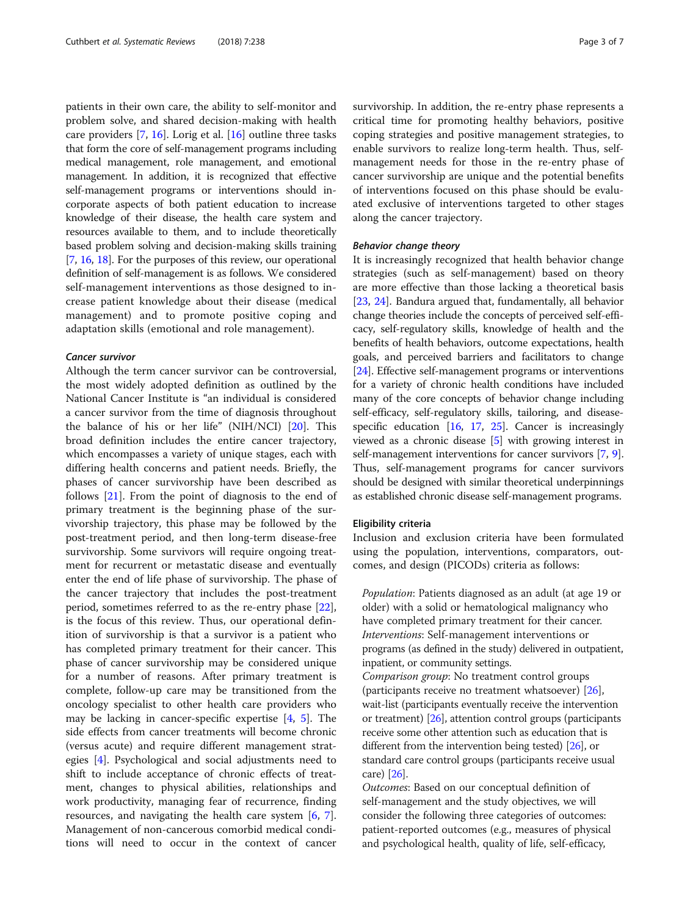patients in their own care, the ability to self-monitor and problem solve, and shared decision-making with health care providers [7, 16]. Lorig et al. [16] outline three tasks that form the core of self-management programs including medical management, role management, and emotional management. In addition, it is recognized that effective self-management programs or interventions should incorporate aspects of both patient education to increase knowledge of their disease, the health care system and resources available to them, and to include theoretically based problem solving and decision-making skills training [7, 16, 18]. For the purposes of this review, our operational definition of self-management is as follows. We considered self-management interventions as those designed to increase patient knowledge about their disease (medical management) and to promote positive coping and adaptation skills (emotional and role management).

#### *Cancer survivor*

Although the term cancer survivor can be controversial, the most widely adopted definition as outlined by the National Cancer Institute is "an individual is considered a cancer survivor from the time of diagnosis throughout the balance of his or her life" (NIH/NCI) [20]. This broad definition includes the entire cancer trajectory, which encompasses a variety of unique stages, each with differing health concerns and patient needs. Briefly, the phases of cancer survivorship have been described as follows [21]. From the point of diagnosis to the end of primary treatment is the beginning phase of the survivorship trajectory, this phase may be followed by the post-treatment period, and then long-term disease-free survivorship. Some survivors will require ongoing treatment for recurrent or metastatic disease and eventually enter the end of life phase of survivorship. The phase of the cancer trajectory that includes the post-treatment period, sometimes referred to as the re-entry phase [22], is the focus of this review. Thus, our operational definition of survivorship is that a survivor is a patient who has completed primary treatment for their cancer. This phase of cancer survivorship may be considered unique for a number of reasons. After primary treatment is complete, follow-up care may be transitioned from the oncology specialist to other health care providers who may be lacking in cancer-specific expertise [4, 5]. The side effects from cancer treatments will become chronic (versus acute) and require different management strategies [4]. Psychological and social adjustments need to shift to include acceptance of chronic effects of treatment, changes to physical abilities, relationships and work productivity, managing fear of recurrence, finding resources, and navigating the health care system [6, 7]. Management of non-cancerous comorbid medical conditions will need to occur in the context of cancer survivorship. In addition, the re-entry phase represents a critical time for promoting healthy behaviors, positive coping strategies and positive management strategies, to enable survivors to realize long-term health. Thus, self-management needs for those in the re-entry phase of cancer survivorship are unique and the potential benefits of interventions focused on this phase should be evaluated exclusive of interventions targeted to other stages along the cancer trajectory.

#### *Behavior change theory*

It is increasingly recognized that health behavior change strategies (such as self-management) based on theory are more effective than those lacking a theoretical basis [23, 24]. Bandura argued that, fundamentally, all behavior change theories include the concepts of perceived self-efficacy, self-regulatory skills, knowledge of health and the benefits of health behaviors, outcome expectations, health goals, and perceived barriers and facilitators to change [24]. Effective self-management programs or interventions for a variety of chronic health conditions have included many of the core concepts of behavior change including self-efficacy, self-regulatory skills, tailoring, and disease-specific education [16, 17, 25]. Cancer is increasingly viewed as a chronic disease [5] with growing interest in self-management interventions for cancer survivors [7, 9]. Thus, self-management programs for cancer survivors should be designed with similar theoretical underpinnings as established chronic disease self-management programs.

### Eligibility criteria

Inclusion and exclusion criteria have been formulated using the population, interventions, comparators, outcomes, and design (PICODs) criteria as follows:

*Population*: Patients diagnosed as an adult (at age 19 or older) with a solid or hematological malignancy who have completed primary treatment for their cancer.
*Interventions*: Self-management interventions or programs (as defined in the study) delivered in outpatient, inpatient, or community settings.
*Comparison group*: No treatment control groups (participants receive no treatment whatsoever) [26], wait-list (participants eventually receive the intervention or treatment) [26], attention control groups (participants receive some other attention such as education that is different from the intervention being tested) [26], or standard care control groups (participants receive usual care) [26].
*Outcomes*: Based on our conceptual definition of self-management and the study objectives, we will consider the following three categories of outcomes: patient-reported outcomes (e.g., measures of physical and psychological health, quality of life, self-efficacy,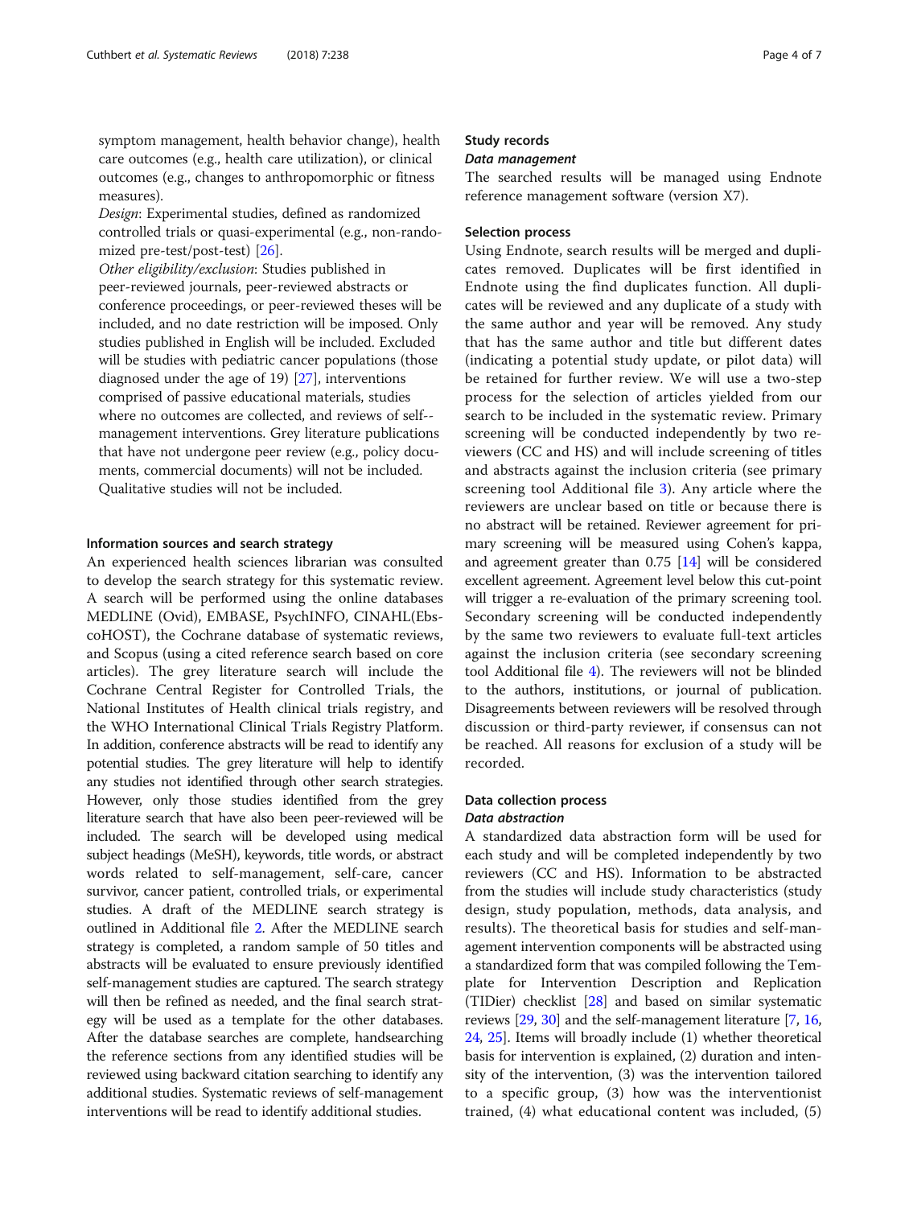symptom management, health behavior change), health care outcomes (e.g., health care utilization), or clinical outcomes (e.g., changes to anthropomorphic or fitness measures).

*Design*: Experimental studies, defined as randomized controlled trials or quasi-experimental (e.g., non-randomized pre-test/post-test) [26].

*Other eligibility/exclusion*: Studies published in peer-reviewed journals, peer-reviewed abstracts or conference proceedings, or peer-reviewed theses will be included, and no date restriction will be imposed. Only studies published in English will be included. Excluded will be studies with pediatric cancer populations (those diagnosed under the age of 19) [27], interventions comprised of passive educational materials, studies where no outcomes are collected, and reviews of self--management interventions. Grey literature publications that have not undergone peer review (e.g., policy documents, commercial documents) will not be included. Qualitative studies will not be included.

### Information sources and search strategy

An experienced health sciences librarian was consulted to develop the search strategy for this systematic review. A search will be performed using the online databases MEDLINE (Ovid), EMBASE, PsychINFO, CINAHL(EbscoHOST), the Cochrane database of systematic reviews, and Scopus (using a cited reference search based on core articles). The grey literature search will include the Cochrane Central Register for Controlled Trials, the National Institutes of Health clinical trials registry, and the WHO International Clinical Trials Registry Platform. In addition, conference abstracts will be read to identify any potential studies. The grey literature will help to identify any studies not identified through other search strategies. However, only those studies identified from the grey literature search that have also been peer-reviewed will be included. The search will be developed using medical subject headings (MeSH), keywords, title words, or abstract words related to self-management, self-care, cancer survivor, cancer patient, controlled trials, or experimental studies. A draft of the MEDLINE search strategy is outlined in Additional file 2. After the MEDLINE search strategy is completed, a random sample of 50 titles and abstracts will be evaluated to ensure previously identified self-management studies are captured. The search strategy will then be refined as needed, and the final search strategy will be used as a template for the other databases. After the database searches are complete, handsearching the reference sections from any identified studies will be reviewed using backward citation searching to identify any additional studies. Systematic reviews of self-management interventions will be read to identify additional studies.

### Study records

#### *Data management*

The searched results will be managed using Endnote reference management software (version X7).

### Selection process

Using Endnote, search results will be merged and duplicates removed. Duplicates will be first identified in Endnote using the find duplicates function. All duplicates will be reviewed and any duplicate of a study with the same author and year will be removed. Any study that has the same author and title but different dates (indicating a potential study update, or pilot data) will be retained for further review. We will use a two-step process for the selection of articles yielded from our search to be included in the systematic review. Primary screening will be conducted independently by two reviewers (CC and HS) and will include screening of titles and abstracts against the inclusion criteria (see primary screening tool Additional file 3). Any article where the reviewers are unclear based on title or because there is no abstract will be retained. Reviewer agreement for primary screening will be measured using Cohen's kappa, and agreement greater than 0.75 [14] will be considered excellent agreement. Agreement level below this cut-point will trigger a re-evaluation of the primary screening tool. Secondary screening will be conducted independently by the same two reviewers to evaluate full-text articles against the inclusion criteria (see secondary screening tool Additional file 4). The reviewers will not be blinded to the authors, institutions, or journal of publication. Disagreements between reviewers will be resolved through discussion or third-party reviewer, if consensus can not be reached. All reasons for exclusion of a study will be recorded.

### Data collection process

#### *Data abstraction*

A standardized data abstraction form will be used for each study and will be completed independently by two reviewers (CC and HS). Information to be abstracted from the studies will include study characteristics (study design, study population, methods, data analysis, and results). The theoretical basis for studies and self-management intervention components will be abstracted using a standardized form that was compiled following the Template for Intervention Description and Replication (TIDier) checklist [28] and based on similar systematic reviews [29, 30] and the self-management literature [7, 16, 24, 25]. Items will broadly include (1) whether theoretical basis for intervention is explained, (2) duration and intensity of the intervention, (3) was the intervention tailored to a specific group, (3) how was the interventionist trained, (4) what educational content was included, (5)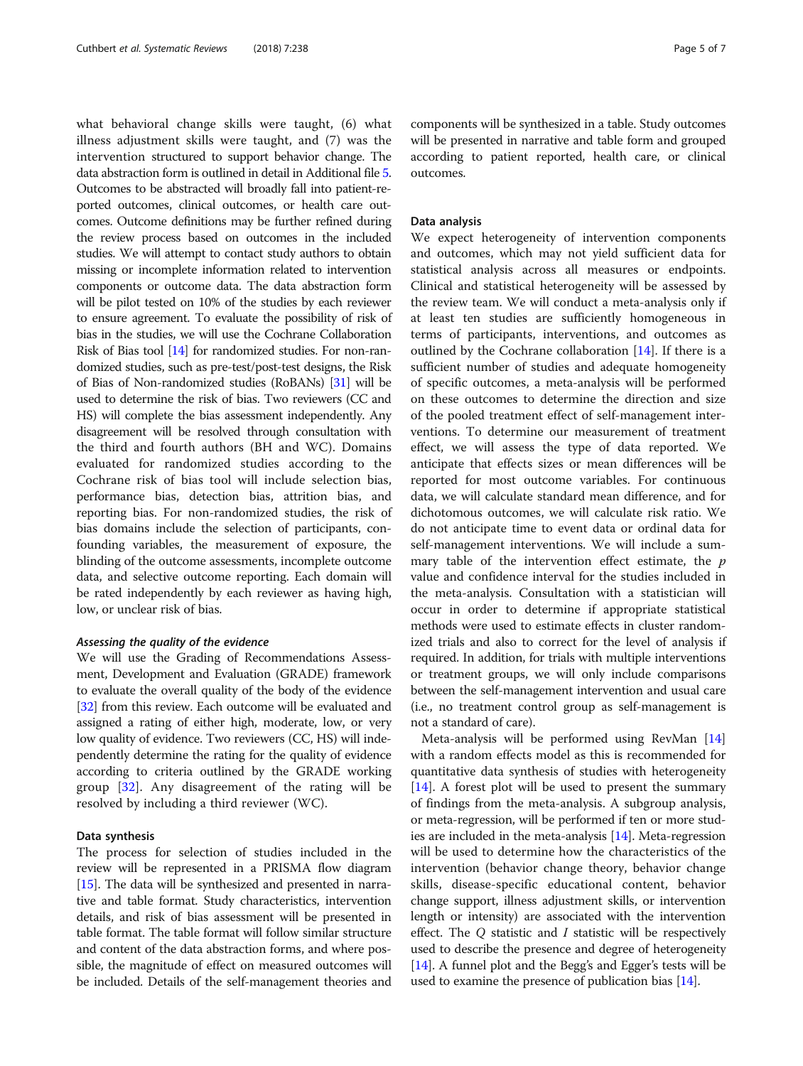what behavioral change skills were taught, (6) what illness adjustment skills were taught, and (7) was the intervention structured to support behavior change. The data abstraction form is outlined in detail in Additional file 5. Outcomes to be abstracted will broadly fall into patient-reported outcomes, clinical outcomes, or health care outcomes. Outcome definitions may be further refined during the review process based on outcomes in the included studies. We will attempt to contact study authors to obtain missing or incomplete information related to intervention components or outcome data. The data abstraction form will be pilot tested on 10% of the studies by each reviewer to ensure agreement. To evaluate the possibility of risk of bias in the studies, we will use the Cochrane Collaboration Risk of Bias tool [14] for randomized studies. For non-randomized studies, such as pre-test/post-test designs, the Risk of Bias of Non-randomized studies (RoBANs) [31] will be used to determine the risk of bias. Two reviewers (CC and HS) will complete the bias assessment independently. Any disagreement will be resolved through consultation with the third and fourth authors (BH and WC). Domains evaluated for randomized studies according to the Cochrane risk of bias tool will include selection bias, performance bias, detection bias, attrition bias, and reporting bias. For non-randomized studies, the risk of bias domains include the selection of participants, confounding variables, the measurement of exposure, the blinding of the outcome assessments, incomplete outcome data, and selective outcome reporting. Each domain will be rated independently by each reviewer as having high, low, or unclear risk of bias.

#### *Assessing the quality of the evidence*

We will use the Grading of Recommendations Assessment, Development and Evaluation (GRADE) framework to evaluate the overall quality of the body of the evidence [32] from this review. Each outcome will be evaluated and assigned a rating of either high, moderate, low, or very low quality of evidence. Two reviewers (CC, HS) will independently determine the rating for the quality of evidence according to criteria outlined by the GRADE working group [32]. Any disagreement of the rating will be resolved by including a third reviewer (WC).

### Data synthesis

The process for selection of studies included in the review will be represented in a PRISMA flow diagram [15]. The data will be synthesized and presented in narrative and table format. Study characteristics, intervention details, and risk of bias assessment will be presented in table format. The table format will follow similar structure and content of the data abstraction forms, and where possible, the magnitude of effect on measured outcomes will be included. Details of the self-management theories and components will be synthesized in a table. Study outcomes will be presented in narrative and table form and grouped according to patient reported, health care, or clinical outcomes.

### Data analysis

We expect heterogeneity of intervention components and outcomes, which may not yield sufficient data for statistical analysis across all measures or endpoints. Clinical and statistical heterogeneity will be assessed by the review team. We will conduct a meta-analysis only if at least ten studies are sufficiently homogeneous in terms of participants, interventions, and outcomes as outlined by the Cochrane collaboration [14]. If there is a sufficient number of studies and adequate homogeneity of specific outcomes, a meta-analysis will be performed on these outcomes to determine the direction and size of the pooled treatment effect of self-management interventions. To determine our measurement of treatment effect, we will assess the type of data reported. We anticipate that effects sizes or mean differences will be reported for most outcome variables. For continuous data, we will calculate standard mean difference, and for dichotomous outcomes, we will calculate risk ratio. We do not anticipate time to event data or ordinal data for self-management interventions. We will include a summary table of the intervention effect estimate, the $p$ value and confidence interval for the studies included in the meta-analysis. Consultation with a statistician will occur in order to determine if appropriate statistical methods were used to estimate effects in cluster randomized trials and also to correct for the level of analysis if required. In addition, for trials with multiple interventions or treatment groups, we will only include comparisons between the self-management intervention and usual care (i.e., no treatment control group as self-management is not a standard of care).

Meta-analysis will be performed using RevMan [14] with a random effects model as this is recommended for quantitative data synthesis of studies with heterogeneity [14]. A forest plot will be used to present the summary of findings from the meta-analysis. A subgroup analysis, or meta-regression, will be performed if ten or more studies are included in the meta-analysis [14]. Meta-regression will be used to determine how the characteristics of the intervention (behavior change theory, behavior change skills, disease-specific educational content, behavior change support, illness adjustment skills, or intervention length or intensity) are associated with the intervention effect. The $Q$ statistic and $I$ statistic will be respectively used to describe the presence and degree of heterogeneity [14]. A funnel plot and the Begg's and Egger's tests will be used to examine the presence of publication bias [14].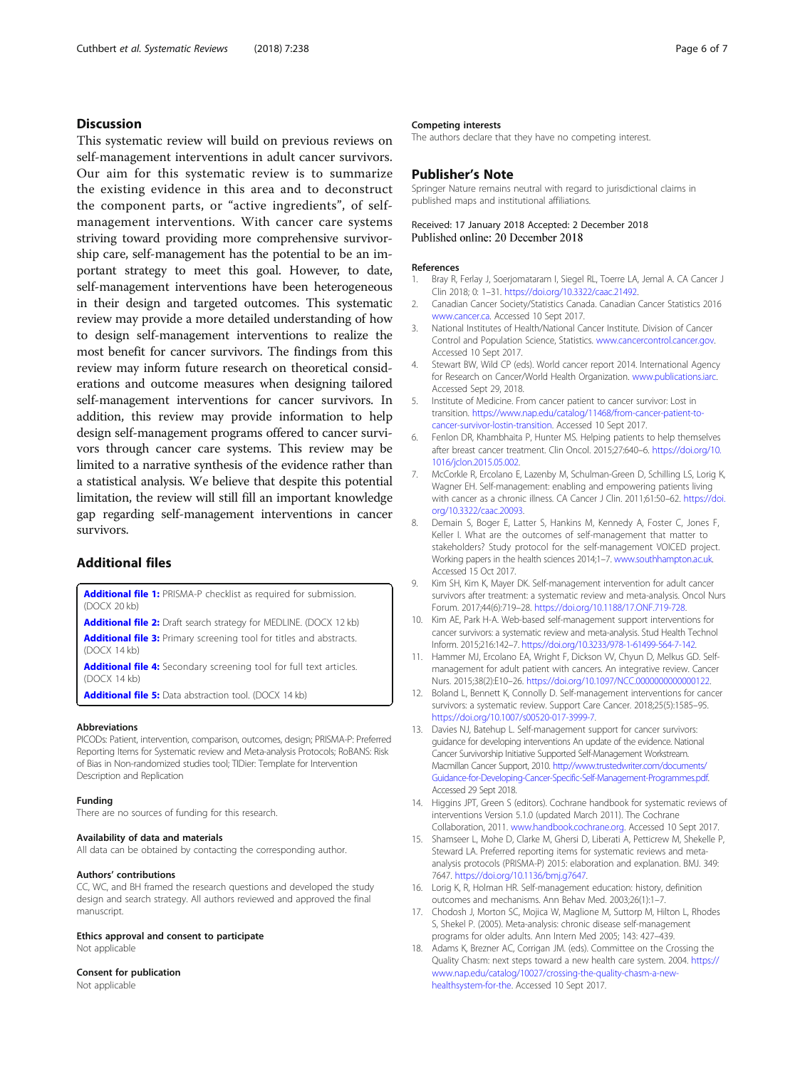## Discussion

This systematic review will build on previous reviews on self-management interventions in adult cancer survivors. Our aim for this systematic review is to summarize the existing evidence in this area and to deconstruct the component parts, or "active ingredients", of self-management interventions. With cancer care systems striving toward providing more comprehensive survivorship care, self-management has the potential to be an important strategy to meet this goal. However, to date, self-management interventions have been heterogeneous in their design and targeted outcomes. This systematic review may provide a more detailed understanding of how to design self-management interventions to realize the most benefit for cancer survivors. The findings from this review may inform future research on theoretical considerations and outcome measures when designing tailored self-management interventions for cancer survivors. In addition, this review may provide information to help design self-management programs offered to cancer survivors through cancer care systems. This review may be limited to a narrative synthesis of the evidence rather than a statistical analysis. We believe that despite this potential limitation, the review will still fill an important knowledge gap regarding self-management interventions in cancer survivors.

## Additional files

**Additional file 1:** PRISMA-P checklist as required for submission. (DOCX 20 kb)

**Additional file 2:** Draft search strategy for MEDLINE. (DOCX 12 kb)

**Additional file 3:** Primary screening tool for titles and abstracts. (DOCX 14 kb)

**Additional file 4:** Secondary screening tool for full text articles. (DOCX 14 kb)

**Additional file 5:** Data abstraction tool. (DOCX 14 kb)

#### Abbreviations

PICODs: Patient, intervention, comparison, outcomes, design; PRISMA-P: Preferred Reporting Items for Systematic review and Meta-analysis Protocols; RoBANS: Risk of Bias in Non-randomized studies tool; TIDier: Template for Intervention Description and Replication

#### Funding

There are no sources of funding for this research.

#### Availability of data and materials

All data can be obtained by contacting the corresponding author.

#### Authors' contributions

CC, WC, and BH framed the research questions and developed the study design and search strategy. All authors reviewed and approved the final manuscript.

#### Ethics approval and consent to participate

Not applicable

#### Consent for publication

Not applicable

#### Competing interests

The authors declare that they have no competing interest.

### Publisher's Note

Springer Nature remains neutral with regard to jurisdictional claims in published maps and institutional affiliations.

Received: 17 January 2018 Accepted: 2 December 2018
Published online: 20 December 2018

#### References

1. Bray R, Ferlay J, Soerjomataram I, Siegel RL, Toerre LA, Jemal A. CA Cancer J Clin 2018; 0: 1–31. https://doi.org/10.3322/caac.21492.
2. Canadian Cancer Society/Statistics Canada. Canadian Cancer Statistics 2016 www.cancer.ca. Accessed 10 Sept 2017.
3. National Institutes of Health/National Cancer Institute. Division of Cancer Control and Population Science, Statistics. www.cancercontrol.cancer.gov. Accessed 10 Sept 2017.
4. Stewart BW, Wild CP (eds). World cancer report 2014. International Agency for Research on Cancer/World Health Organization. www.publications.iarc. Accessed Sept 29, 2018.
5. Institute of Medicine. From cancer patient to cancer survivor: Lost in transition. https://www.nap.edu/catalog/11468/from-cancer-patient-to-cancer-survivor-lostin-transition. Accessed 10 Sept 2017.
6. Fenlon DR, Khambhaita P, Hunter MS. Helping patients to help themselves after breast cancer treatment. Clin Oncol. 2015;27:640–6. https://doi.org/10.1016/jclon.2015.05.002.
7. McCorkle R, Ercolano E, Lazenby M, Schulman-Green D, Schilling LS, Lorig K, Wagner EH. Self-management: enabling and empowering patients living with cancer as a chronic illness. CA Cancer J Clin. 2011;61:50–62. https://doi.org/10.3322/caac.20093.
8. Demain S, Boger E, Latter S, Hankins M, Kennedy A, Foster C, Jones F, Keller I. What are the outcomes of self-management that matter to stakeholders? Study protocol for the self-management VOICED project. Working papers in the health sciences 2014;1–7. www.southhampton.ac.uk. Accessed 15 Oct 2017.
9. Kim SH, Kim K, Mayer DK. Self-management intervention for adult cancer survivors after treatment: a systematic review and meta-analysis. Oncol Nurs Forum. 2017;44(6):719–28. https://doi.org/10.1188/17.ONF.719-728.
10. Kim AE, Park H-A. Web-based self-management support interventions for cancer survivors: a systematic review and meta-analysis. Stud Health Technol Inform. 2015;216:142–7. https://doi.org/10.3233/978-1-61499-564-7-142.
11. Hammer MJ, Ercolano EA, Wright F, Dickson VV, Chyun D, Melkus GD. Self-management for adult patient with cancers. An integrative review. Cancer Nurs. 2015;38(2):E10–26. https://doi.org/10.1097/NCC.0000000000000122.
12. Boland L, Bennett K, Connolly D. Self-management interventions for cancer survivors: a systematic review. Support Care Cancer. 2018;25(5):1585–95. https://doi.org/10.1007/s00520-017-3999-7.
13. Davies NJ, Batehup L. Self-management support for cancer survivors: guidance for developing interventions An update of the evidence. National Cancer Survivorship Initiative Supported Self-Management Workstream. Macmillan Cancer Support, 2010. http://www.trustedwriter.com/documents/Guidance-for-Developing-Cancer-Specific-Self-Management-Programmes.pdf. Accessed 29 Sept 2018.
14. Higgins JPT, Green S (editors). Cochrane handbook for systematic reviews of interventions Version 5.1.0 (updated March 2011). The Cochrane Collaboration, 2011. www.handbook.cochrane.org. Accessed 10 Sept 2017.
15. Shamseer L, Mohe D, Clarke M, Ghersi D, Liberati A, Petticrew M, Shekelle P, Steward LA. Preferred reporting items for systematic reviews and meta-analysis protocols (PRISMA-P) 2015: elaboration and explanation. BMJ. 349: 7647. https://doi.org/10.1136/bmj.g7647.
16. Lorig K, R, Holman HR. Self-management education: history, definition outcomes and mechanisms. Ann Behav Med. 2003;26(1):1–7.
17. Chodosh J, Morton SC, Mojica W, Maglione M, Suttorp M, Hilton L, Rhodes S, Shekel P. (2005). Meta-analysis: chronic disease self-management programs for older adults. Ann Intern Med 2005; 143: 427–439.
18. Adams K, Brezner AC, Corrigan JM. (eds). Committee on the Crossing the Quality Chasm: next steps toward a new health care system. 2004. https://www.nap.edu/catalog/10027/crossing-the-quality-chasm-a-new-healthsystem-for-the. Accessed 10 Sept 2017.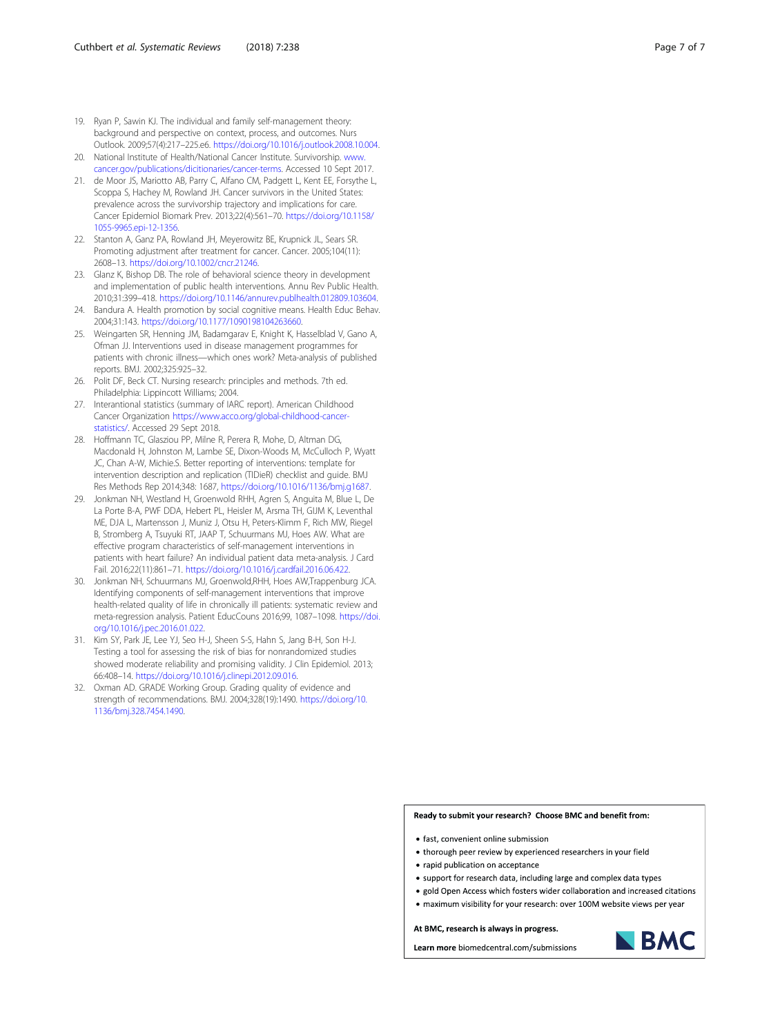19. Ryan P, Sawin KJ. The individual and family self-management theory: background and perspective on context, process, and outcomes. Nurs Outlook. 2009;57(4):217–225.e6. https://doi.org/10.1016/j.outlook.2008.10.004.
20. National Institute of Health/National Cancer Institute. Survivorship. www.cancer.gov/publications/dicitionaries/cancer-terms. Accessed 10 Sept 2017.
21. de Moor JS, Mariotto AB, Parry C, Alfano CM, Padgett L, Kent EE, Forsythe L, Scoppa S, Hachey M, Rowland JH. Cancer survivors in the United States: prevalence across the survivorship trajectory and implications for care. Cancer Epidemiol Biomark Prev. 2013;22(4):561–70. https://doi.org/10.1158/1055-9965.epi-12-1356.
22. Stanton A, Ganz PA, Rowland JH, Meyerowitz BE, Krupnick JL, Sears SR. Promoting adjustment after treatment for cancer. Cancer. 2005;104(11):2608–13. https://doi.org/10.1002/cncr.21246.
23. Glanz K, Bishop DB. The role of behavioral science theory in development and implementation of public health interventions. Annu Rev Public Health. 2010;31:399–418. https://doi.org/10.1146/annurev.publhealth.012809.103604.
24. Bandura A. Health promotion by social cognitive means. Health Educ Behav. 2004;31:143. https://doi.org/10.1177/1090198104263660.
25. Weingarten SR, Henning JM, Badamgarav E, Knight K, Hasselblad V, Gano A, Ofman JJ. Interventions used in disease management programmes for patients with chronic illness—which ones work? Meta-analysis of published reports. BMJ. 2002;325:925–32.
26. Polit DF, Beck CT. Nursing research: principles and methods. 7th ed. Philadelphia: Lippincott Williams; 2004.
27. Interantional statistics (summary of IARC report). American Childhood Cancer Organization https://www.acco.org/global-childhood-cancer-statistics/. Accessed 29 Sept 2018.
28. Hoffmann TC, Glasziou PP, Milne R, Perera R, Mohe, D, Altman DG, Macdonald H, Johnston M, Lambe SE, Dixon-Woods M, McCulloch P, Wyatt JC, Chan A-W, Michie.S. Better reporting of interventions: template for intervention description and replication (TIDieR) checklist and guide. BMJ Res Methods Rep 2014;348: 1687, https://doi.org/10.1016/1136/bmj.g1687.
29. Jonkman NH, Westland H, Groenwold RHH, Agren S, Anguita M, Blue L, De La Porte B-A, PWF DDA, Hebert PL, Heisler M, Arsma TH, GIJM K, Leventhal ME, DJA L, Martensson J, Muniz J, Otsu H, Peters-Klimm F, Rich MW, Riegel B, Stromberg A, Tsuyuki RT, JAAP T, Schuurmans MJ, Hoes AW. What are effective program characteristics of self-management interventions in patients with heart failure? An individual patient data meta-analysis. J Card Fail. 2016;22(11):861–71. https://doi.org/10.1016/j.cardfail.2016.06.422.
30. Jonkman NH, Schuurmans MJ, Groenwold,RHH, Hoes AW,Trappenburg JCA. Identifying components of self-management interventions that improve health-related quality of life in chronically ill patients: systematic review and meta-regression analysis. Patient EducCouns 2016;99, 1087–1098. https://doi.org/10.1016/j.pec.2016.01.022.
31. Kim SY, Park JE, Lee YJ, Seo H-J, Sheen S-S, Hahn S, Jang B-H, Son H-J. Testing a tool for assessing the risk of bias for nonrandomized studies showed moderate reliability and promising validity. J Clin Epidemiol. 2013;66:408–14. https://doi.org/10.1016/j.jclinepi.2012.09.016.
32. Oxman AD. GRADE Working Group. Grading quality of evidence and strength of recommendations. BMJ. 2004;328(19):1490. https://doi.org/10.1136/bmj.328.7454.1490.

**Ready to submit your research? Choose BMC and benefit from:**

- fast, convenient online submission
- thorough peer review by experienced researchers in your field
- rapid publication on acceptance
- support for research data, including large and complex data types
- gold Open Access which fosters wider collaboration and increased citations
- maximum visibility for your research: over 100M website views per year

**At BMC, research is always in progress.**

**Learn more** biomedcentral.com/submissions

BMC